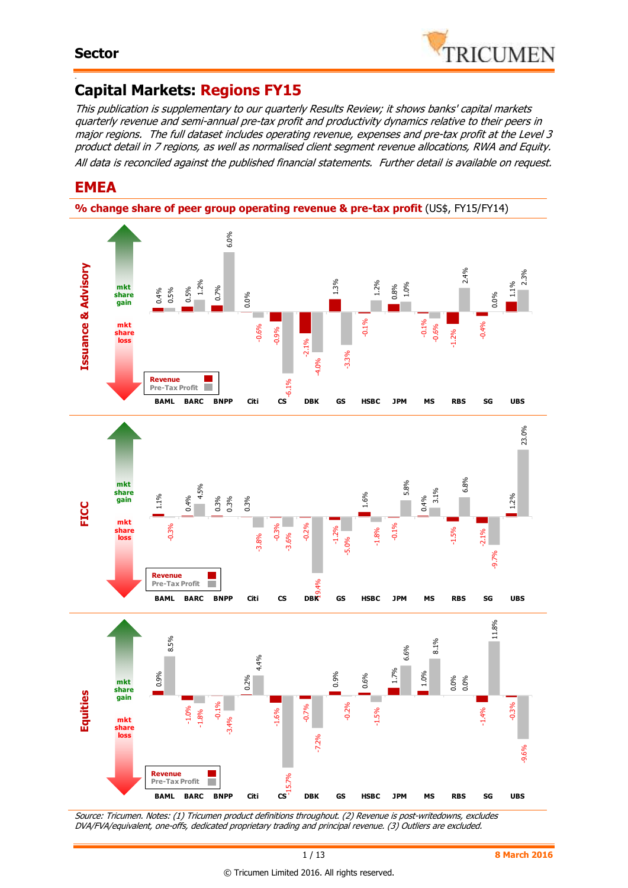# Sector

## Capital Markets: Regions FY15

*This publication is supplementary to our quarterly Results Review; it shows banks' capital markets quarterly revenue and semi-annual pre-tax profit and productivity dynamics relative to their peers in major regions. The full dataset includes operating revenue, expenses and pre-tax profit at the Level 3 product detail in 7 regions, as well as normalised client segment revenue allocations, RWA and Equity. All data is reconciled against the published financial statements. Further detail is available on request.*

## EMEA

**% change share of peer group operating revenue & pre-tax profit** (US$, FY15/FY14)

**Issuance & Advisory**

| | BAML | BARC | BNPP | Citi | CS | DBK | GS | HSBC | JPM | MS | RBS | SG | UBS |
|---|---|---|---|---|---|---|---|---|---|---|---|---|---|
| Revenue | 0.4% | 0.5% | 0.7% | 0.0% | -0.9% | -2.1% | 1.3% | -0.1% | 0.8% | -0.1% | -1.2% | -0.4% | 1.1% |
| Pre-Tax Profit | 0.5% | 1.2% | 6.0% | -0.6% | -6.1% | -4.0% | -3.3% | 1.2% | 1.0% | -0.6% | 2.4% | 0.0% | 2.3% |

**FICC**

| | BAML | BARC | BNPP | Citi | CS | DBK | GS | HSBC | JPM | MS | RBS | SG | UBS |
|---|---|---|---|---|---|---|---|---|---|---|---|---|---|
| Revenue | 1.1% | 0.4% | 0.3% | 0.3% | -0.3% | -0.2% | -1.2% | 1.6% | -0.1% | 0.4% | -1.5% | -2.1% | 1.2% |
| Pre-Tax Profit | -0.3% | 4.5% | 0.3% | -3.8% | -3.6% | -9.4% | -5.0% | -1.8% | 5.8% | 3.1% | 6.8% | -9.7% | 23.0% |

**Equities**

| | BAML | BARC | BNPP | Citi | CS | DBK | GS | HSBC | JPM | MS | RBS | SG | UBS |
|---|---|---|---|---|---|---|---|---|---|---|---|---|---|
| Revenue | 0.9% | -1.0% | -0.1% | 0.2% | -1.6% | -0.7% | 0.9% | 0.6% | 1.7% | 1.0% | 0.0% | -1.4% | -0.3% |
| Pre-Tax Profit | 8.5% | -1.8% | -3.4% | 4.4% | -15.7% | -7.2% | -0.2% | -1.5% | 6.6% | 8.1% | 0.0% | 11.8% | -9.6% |

*Source: Tricumen. Notes: (1) Tricumen product definitions throughout. (2) Revenue is post-writedowns, excludes DVA/FVA/equivalent, one-offs, dedicated proprietary trading and principal revenue. (3) Outliers are excluded.*

**8 March 2016**

© Tricumen Limited 2016. All rights reserved.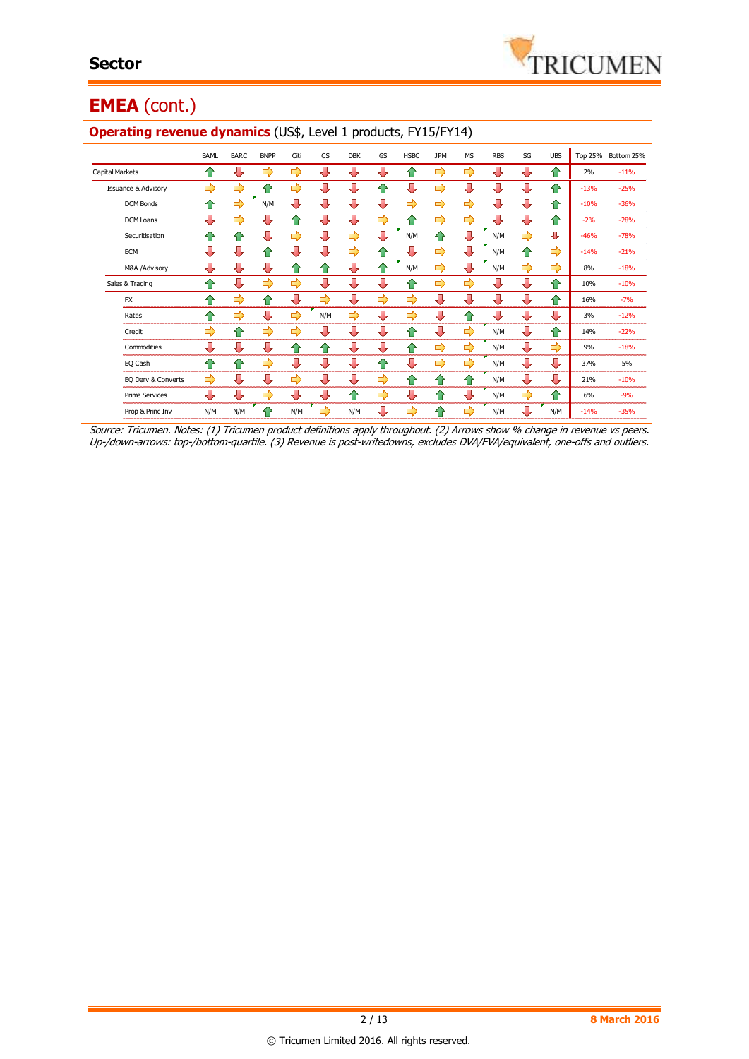## EMEA (cont.)

**Operating revenue dynamics** (US$, Level 1 products, FY15/FY14)

| | BAML | BARC | BNPP | Citi | CS | DBK | GS | HSBC | JPM | MS | RBS | SG | UBS | Top 25% | Bottom 25% |
|---|---|---|---|---|---|---|---|---|---|---|---|---|---|---|---|
| Capital Markets | ⇧ | ⇩ | ⇨ | ⇨ | ⇩ | ⇩ | ⇩ | ⇧ | ⇨ | ⇨ | ⇩ | ⇩ | ⇧ | 2% | -11% |
| Issuance & Advisory | ⇨ | ⇨ | ⇧ | ⇨ | ⇩ | ⇩ | ⇧ | ⇩ | ⇨ | ⇩ | ⇩ | ⇩ | ⇧ | -13% | -25% |
| DCM Bonds | ⇧ | ⇨ | N/M | ⇩ | ⇩ | ⇩ | ⇩ | ⇨ | ⇨ | ⇨ | ⇩ | ⇩ | ⇧ | -10% | -36% |
| DCM Loans | ⇩ | ⇨ | ⇩ | ⇧ | ⇩ | ⇩ | ⇨ | ⇧ | ⇨ | ⇨ | ⇩ | ⇩ | ⇧ | -2% | -28% |
| Securitisation | ⇧ | ⇧ | ⇩ | ⇨ | ⇩ | ⇨ | ⇩ | N/M | ⇧ | ⇩ | N/M | ⇨ | ⇩ | -46% | -78% |
| ECM | ⇩ | ⇩ | ⇧ | ⇩ | ⇩ | ⇨ | ⇧ | ⇩ | ⇨ | ⇩ | N/M | ⇧ | ⇨ | -14% | -21% |
| M&A /Advisory | ⇩ | ⇩ | ⇩ | ⇧ | ⇧ | ⇩ | ⇧ | N/M | ⇨ | ⇩ | N/M | ⇨ | ⇨ | 8% | -18% |
| Sales & Trading | ⇧ | ⇩ | ⇨ | ⇨ | ⇩ | ⇩ | ⇩ | ⇧ | ⇨ | ⇨ | ⇩ | ⇩ | ⇧ | 10% | -10% |
| FX | ⇧ | ⇨ | ⇧ | ⇩ | ⇨ | ⇩ | ⇨ | ⇨ | ⇩ | ⇩ | ⇩ | ⇩ | ⇧ | 16% | -7% |
| Rates | ⇧ | ⇨ | ⇩ | ⇨ | N/M | ⇨ | ⇩ | ⇨ | ⇩ | ⇧ | ⇩ | ⇩ | ⇩ | 3% | -12% |
| Credit | ⇨ | ⇧ | ⇨ | ⇨ | ⇩ | ⇩ | ⇩ | ⇧ | ⇩ | ⇨ | N/M | ⇩ | ⇧ | 14% | -22% |
| Commodities | ⇩ | ⇩ | ⇩ | ⇧ | ⇧ | ⇩ | ⇩ | ⇧ | ⇨ | ⇨ | N/M | ⇩ | ⇨ | 9% | -18% |
| EQ Cash | ⇧ | ⇧ | ⇨ | ⇩ | ⇩ | ⇩ | ⇧ | ⇩ | ⇨ | ⇨ | N/M | ⇩ | ⇩ | 37% | 5% |
| EQ Derv & Converts | ⇨ | ⇩ | ⇩ | ⇨ | ⇩ | ⇩ | ⇨ | ⇧ | ⇧ | ⇧ | N/M | ⇩ | ⇩ | 21% | -10% |
| Prime Services | ⇩ | ⇩ | ⇨ | ⇩ | ⇩ | ⇧ | ⇨ | ⇩ | ⇧ | ⇩ | N/M | ⇨ | ⇧ | 6% | -9% |
| Prop & Princ Inv | N/M | N/M | ⇧ | N/M | ⇨ | N/M | ⇩ | ⇨ | ⇧ | ⇨ | N/M | ⇩ | N/M | -14% | -35% |

*Source: Tricumen. Notes: (1) Tricumen product definitions apply throughout. (2) Arrows show % change in revenue vs peers. Up-/down-arrows: top-/bottom-quartile. (3) Revenue is post-writedowns, excludes DVA/FVA/equivalent, one-offs and outliers.*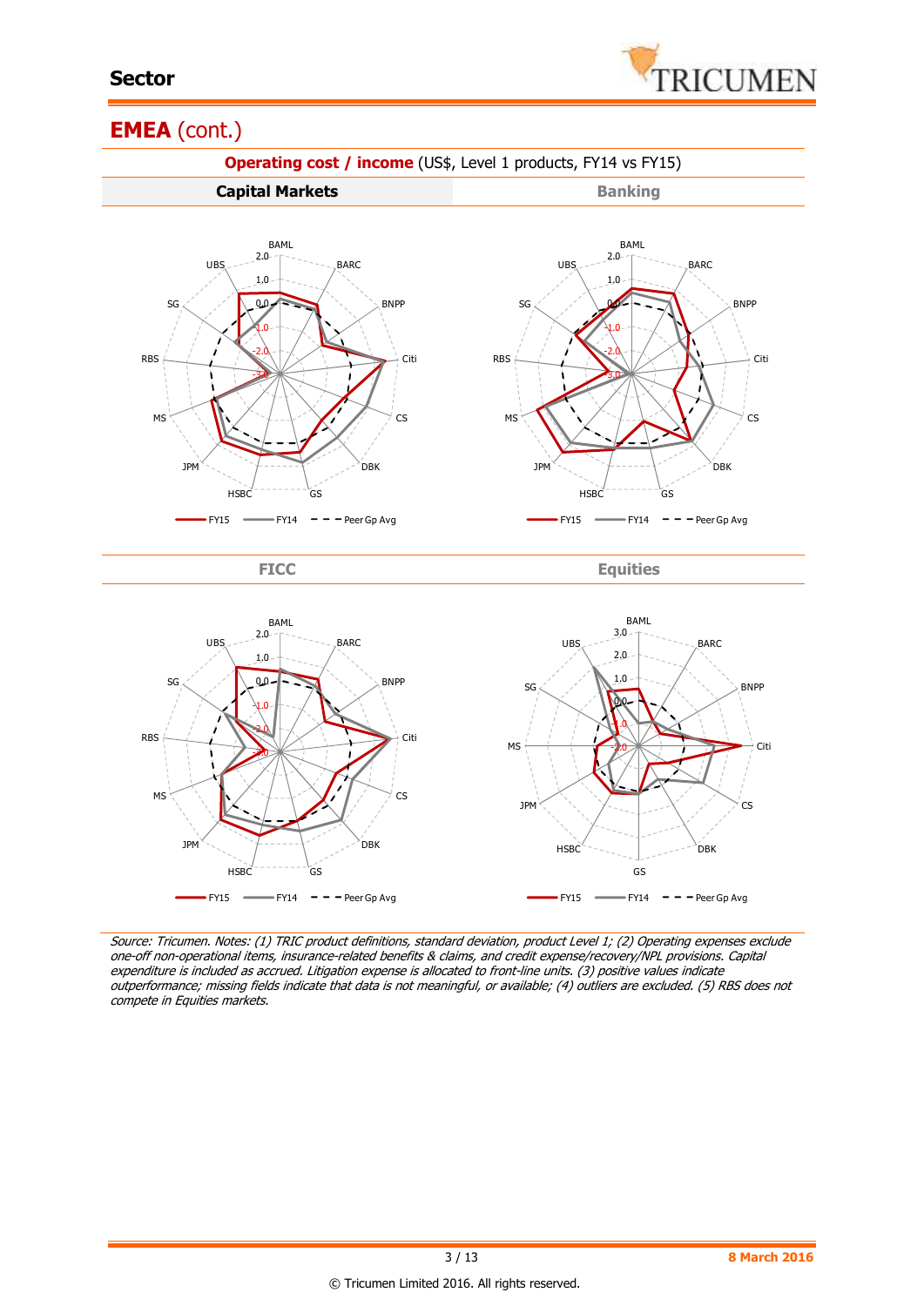# Sector

## EMEA (cont.)

**Operating cost / income** (US$, Level 1 products, FY14 vs FY15)

| Capital Markets | Banking |
|---|---|

BAML, BARC, BNPP, Citi, CS, DBK, GS, HSBC, JPM, MS, RBS, SG, UBS

FY15 — FY14 — Peer Gp Avg

| FICC | Equities |
|---|---|

FY15 — FY14 — Peer Gp Avg

*Source: Tricumen. Notes: (1) TRIC product definitions, standard deviation, product Level 1; (2) Operating expenses exclude one-off non-operational items, insurance-related benefits & claims, and credit expense/recovery/NPL provisions. Capital expenditure is included as accrued. Litigation expense is allocated to front-line units. (3) positive values indicate outperformance; missing fields indicate that data is not meaningful, or available; (4) outliers are excluded. (5) RBS does not compete in Equities markets.*

8 March 2016

© Tricumen Limited 2016. All rights reserved.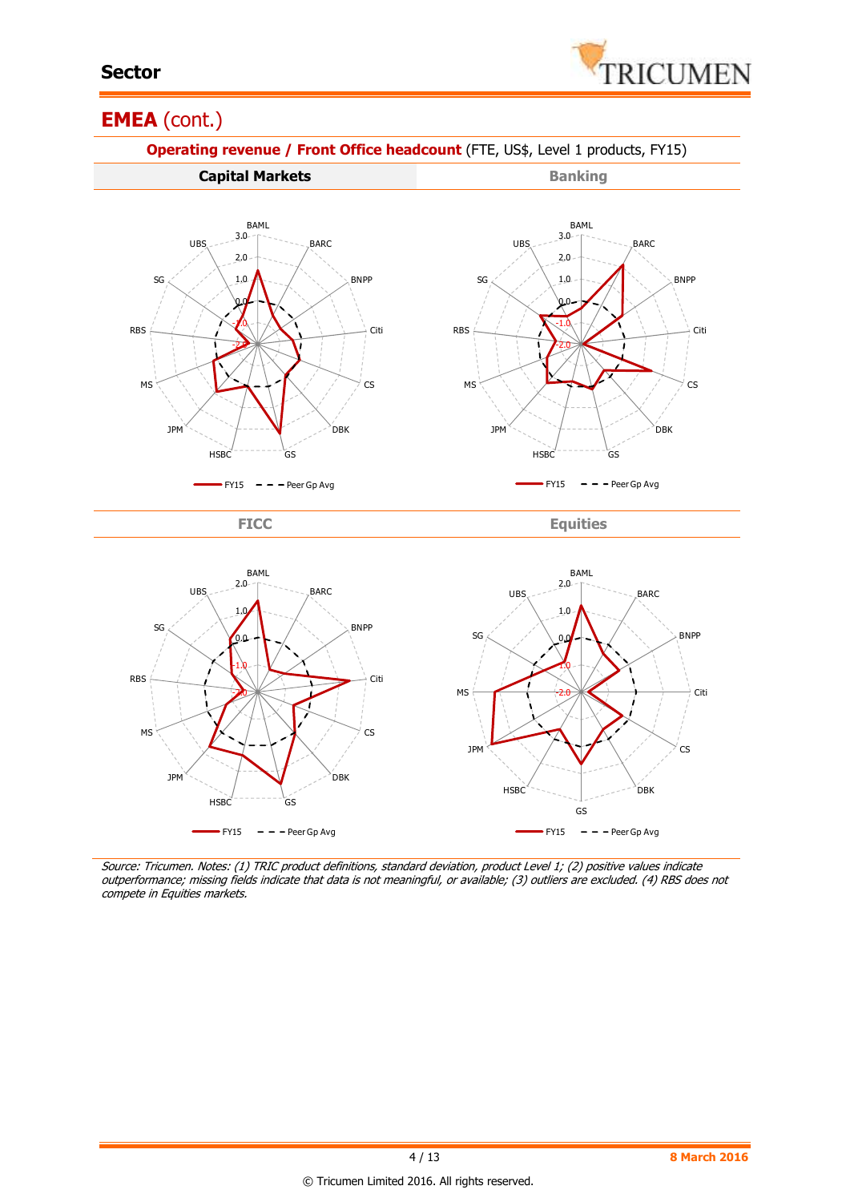## EMEA (cont.)

**Operating revenue / Front Office headcount** (FTE, US$, Level 1 products, FY15)

| Capital Markets | Banking |
|---|---|

FICC

Equities

*Source: Tricumen. Notes: (1) TRIC product definitions, standard deviation, product Level 1; (2) positive values indicate outperformance; missing fields indicate that data is not meaningful, or available; (3) outliers are excluded. (4) RBS does not compete in Equities markets.*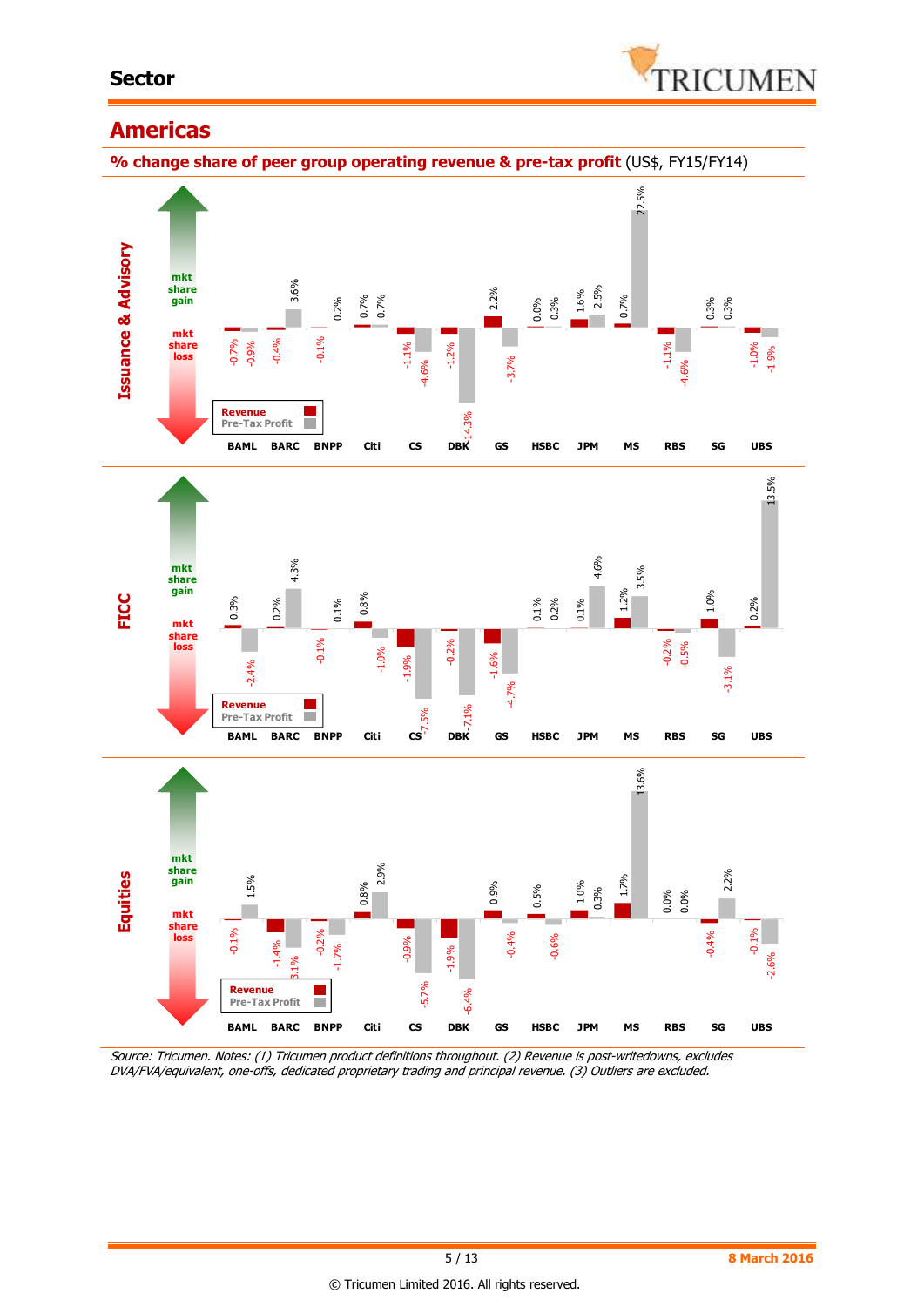## Americas

**% change share of peer group operating revenue & pre-tax profit** (US$, FY15/FY14)

### Issuance & Advisory

| | BAML | BARC | BNPP | Citi | CS | DBK | GS | HSBC | JPM | MS | RBS | SG | UBS |
|---|---|---|---|---|---|---|---|---|---|---|---|---|---|
| Revenue | -0.7% | -0.4% | 0.2% | 0.7% | -1.1% | -1.2% | 2.2% | 0.0% | 1.6% | 0.7% | -1.1% | 0.3% | -1.0% |
| Pre-Tax Profit | -0.9% | 3.6% | -0.1% | 0.7% | -4.6% | -14.3% | -3.7% | 0.3% | 2.5% | 22.5% | -4.6% | 0.3% | -1.9% |

### FICC

| | BAML | BARC | BNPP | Citi | CS | DBK | GS | HSBC | JPM | MS | RBS | SG | UBS |
|---|---|---|---|---|---|---|---|---|---|---|---|---|---|
| Revenue | 0.3% | 0.2% | 0.1% | 0.8% | -1.9% | -0.2% | -1.6% | 0.1% | 0.1% | 1.2% | -0.2% | 1.0% | 0.2% |
| Pre-Tax Profit | -2.4% | 4.3% | -0.1% | -1.0% | -7.5% | -7.1% | -4.7% | 0.2% | 4.6% | 3.5% | -0.5% | -3.1% | 13.5% |

### Equities

| | BAML | BARC | BNPP | Citi | CS | DBK | GS | HSBC | JPM | MS | RBS | SG | UBS |
|---|---|---|---|---|---|---|---|---|---|---|---|---|---|
| Revenue | -0.1% | -1.4% | -0.2% | 0.8% | -0.9% | -1.9% | 0.9% | 0.5% | 1.0% | 1.7% | 0.0% | -0.4% | -0.1% |
| Pre-Tax Profit | 1.5% | -3.1% | -1.7% | 2.9% | -5.7% | -6.4% | -0.4% | -0.6% | 0.3% | 13.6% | 0.0% | 2.2% | -2.6% |

Positive values = mkt share gain; negative values = mkt share loss.

*Source: Tricumen. Notes: (1) Tricumen product definitions throughout. (2) Revenue is post-writedowns, excludes DVA/FVA/equivalent, one-offs, dedicated proprietary trading and principal revenue. (3) Outliers are excluded.*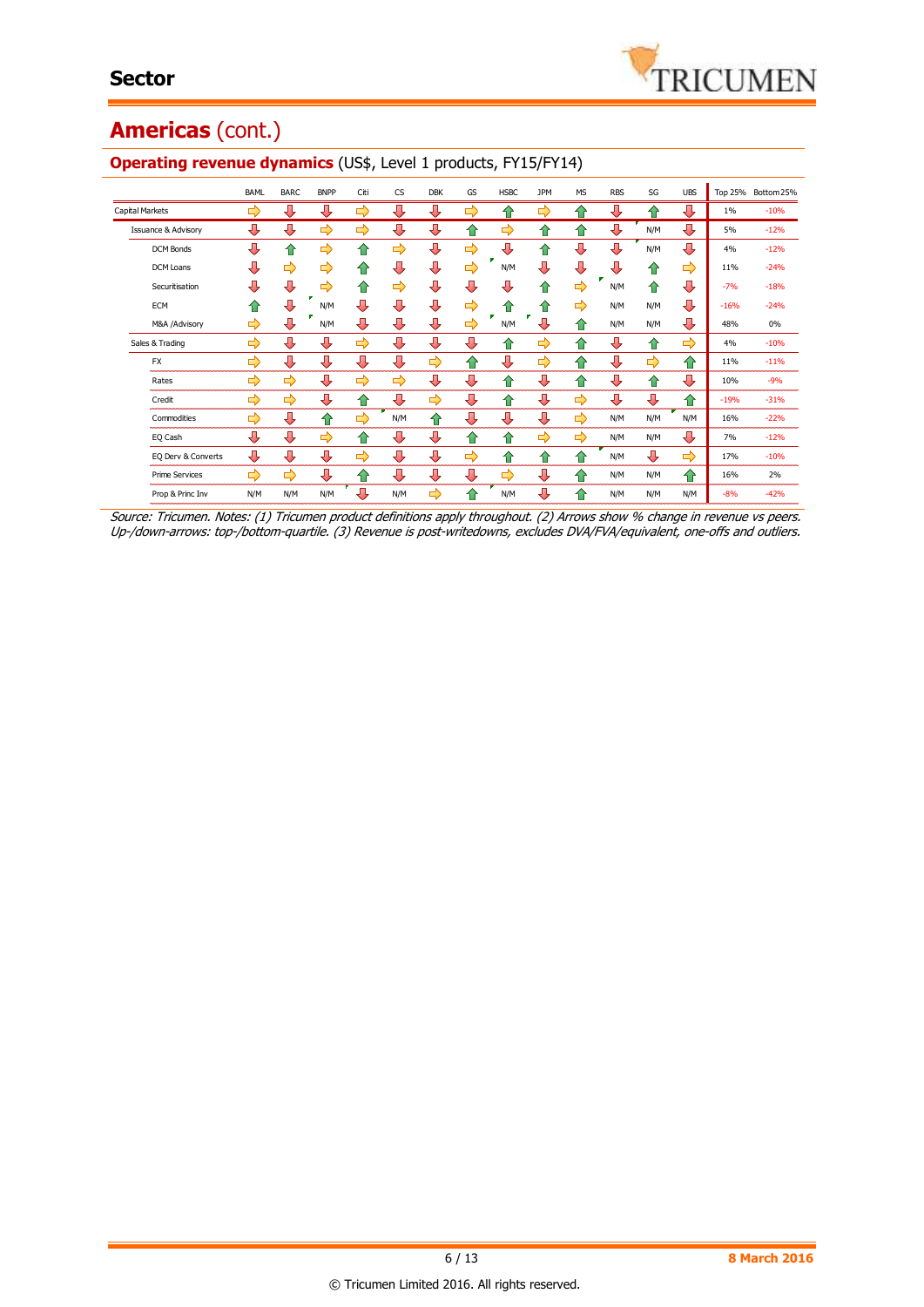# Americas (cont.)

## Operating revenue dynamics (US$, Level 1 products, FY15/FY14)

| | BAML | BARC | BNPP | Citi | CS | DBK | GS | HSBC | JPM | MS | RBS | SG | UBS | Top 25% | Bottom 25% |
|---|---|---|---|---|---|---|---|---|---|---|---|---|---|---|---|
| Capital Markets | ⇨ | ⇩ | ⇩ | ⇨ | ⇩ | ⇩ | ⇨ | ⇧ | ⇨ | ⇧ | ⇩ | ⇧ | ⇩ | 1% | -10% |
| Issuance & Advisory | ⇩ | ⇩ | ⇨ | ⇨ | ⇩ | ⇩ | ⇧ | ⇨ | ⇧ | ⇧ | ⇩ | N/M | ⇩ | 5% | -12% |
| DCM Bonds | ⇩ | ⇧ | ⇨ | ⇧ | ⇨ | ⇩ | ⇨ | ⇩ | ⇧ | ⇩ | ⇩ | N/M | ⇩ | 4% | -12% |
| DCM Loans | ⇩ | ⇨ | ⇨ | ⇧ | ⇩ | ⇩ | ⇨ | N/M | ⇩ | ⇩ | ⇩ | ⇧ | ⇨ | 11% | -24% |
| Securitisation | ⇩ | ⇩ | ⇨ | ⇧ | ⇨ | ⇩ | ⇩ | ⇩ | ⇧ | ⇨ | N/M | ⇧ | ⇩ | -7% | -18% |
| ECM | ⇧ | ⇩ | N/M | ⇩ | ⇩ | ⇩ | ⇨ | ⇧ | ⇧ | ⇨ | N/M | N/M | ⇩ | -16% | -24% |
| M&A /Advisory | ⇨ | ⇩ | N/M | ⇩ | ⇩ | ⇩ | ⇨ | N/M | ⇩ | ⇧ | N/M | N/M | ⇩ | 48% | 0% |
| Sales & Trading | ⇨ | ⇩ | ⇩ | ⇨ | ⇩ | ⇩ | ⇩ | ⇧ | ⇨ | ⇧ | ⇩ | ⇧ | ⇨ | 4% | -10% |
| FX | ⇨ | ⇩ | ⇩ | ⇩ | ⇩ | ⇨ | ⇧ | ⇩ | ⇨ | ⇧ | ⇩ | ⇨ | ⇧ | 11% | -11% |
| Rates | ⇨ | ⇨ | ⇩ | ⇨ | ⇨ | ⇩ | ⇩ | ⇧ | ⇩ | ⇧ | ⇩ | ⇧ | ⇩ | 10% | -9% |
| Credit | ⇨ | ⇨ | ⇩ | ⇧ | ⇩ | ⇨ | ⇩ | ⇧ | ⇩ | ⇨ | ⇩ | ⇩ | ⇧ | -19% | -31% |
| Commodities | ⇨ | ⇩ | ⇧ | ⇨ | N/M | ⇧ | ⇩ | ⇩ | ⇩ | ⇨ | N/M | N/M | N/M | 16% | -22% |
| EQ Cash | ⇩ | ⇩ | ⇨ | ⇧ | ⇩ | ⇩ | ⇧ | ⇧ | ⇨ | ⇨ | N/M | N/M | ⇩ | 7% | -12% |
| EQ Derv & Converts | ⇩ | ⇩ | ⇩ | ⇨ | ⇩ | ⇩ | ⇨ | ⇧ | ⇧ | ⇧ | N/M | ⇩ | ⇨ | 17% | -10% |
| Prime Services | ⇨ | ⇨ | ⇩ | ⇧ | ⇩ | ⇩ | ⇩ | ⇨ | ⇩ | ⇧ | N/M | N/M | ⇧ | 16% | 2% |
| Prop & Princ Inv | N/M | N/M | N/M | ⇩ | N/M | ⇨ | ⇧ | N/M | ⇩ | ⇧ | N/M | N/M | N/M | -8% | -42% |

*Source: Tricumen. Notes: (1) Tricumen product definitions apply throughout. (2) Arrows show % change in revenue vs peers. Up-/down-arrows: top-/bottom-quartile. (3) Revenue is post-writedowns, excludes DVA/FVA/equivalent, one-offs and outliers.*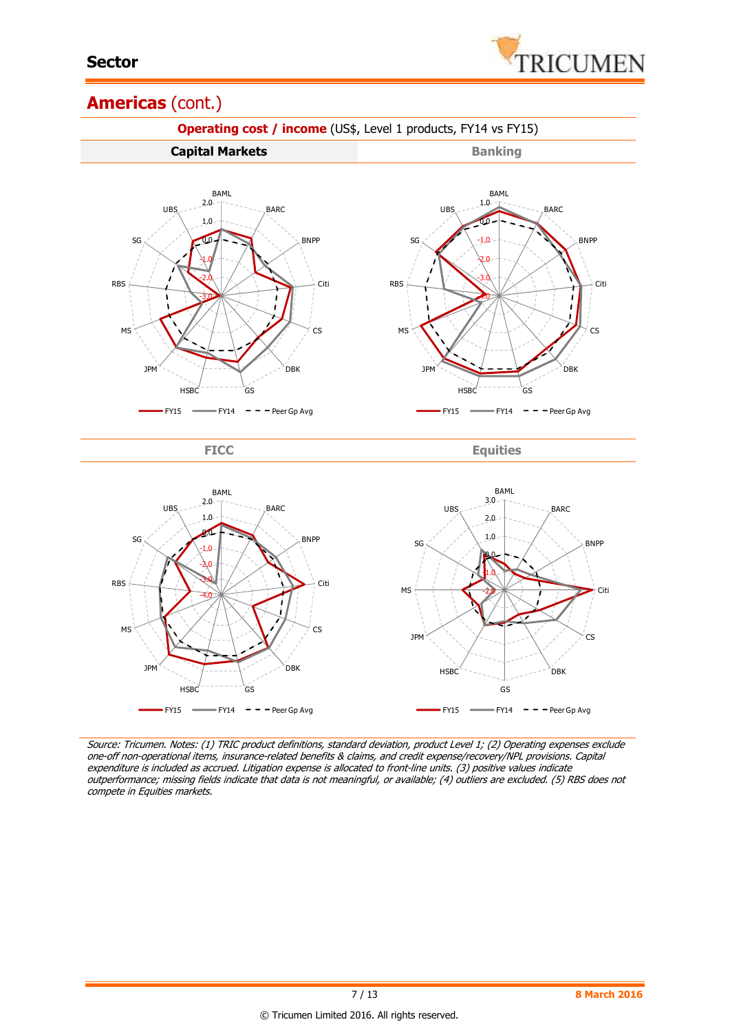## Americas (cont.)

**Operating cost / income** (US$, Level 1 products, FY14 vs FY15)

**Capital Markets**

FY15 — FY14 — Peer Gp Avg

**Banking**

FY15 — FY14 — Peer Gp Avg

**FICC**

FY15 — FY14 — Peer Gp Avg

**Equities**

FY15 — FY14 — Peer Gp Avg

*Source: Tricumen. Notes: (1) TRIC product definitions, standard deviation, product Level 1; (2) Operating expenses exclude one-off non-operational items, insurance-related benefits & claims, and credit expense/recovery/NPL provisions. Capital expenditure is included as accrued. Litigation expense is allocated to front-line units. (3) positive values indicate outperformance; missing fields indicate that data is not meaningful, or available; (4) outliers are excluded. (5) RBS does not compete in Equities markets.*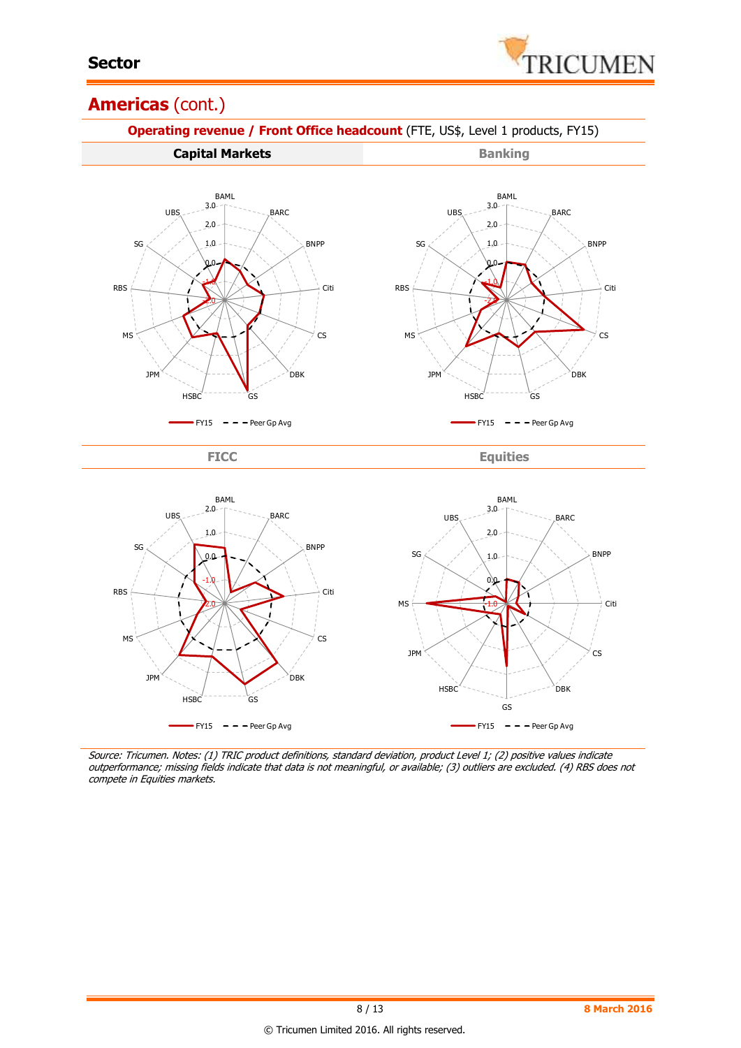## Americas (cont.)

**Operating revenue / Front Office headcount** (FTE, US$, Level 1 products, FY15)

| Capital Markets | Banking |
|---|---|

FICC | Equities

*Source: Tricumen. Notes: (1) TRIC product definitions, standard deviation, product Level 1; (2) positive values indicate outperformance; missing fields indicate that data is not meaningful, or available; (3) outliers are excluded. (4) RBS does not compete in Equities markets.*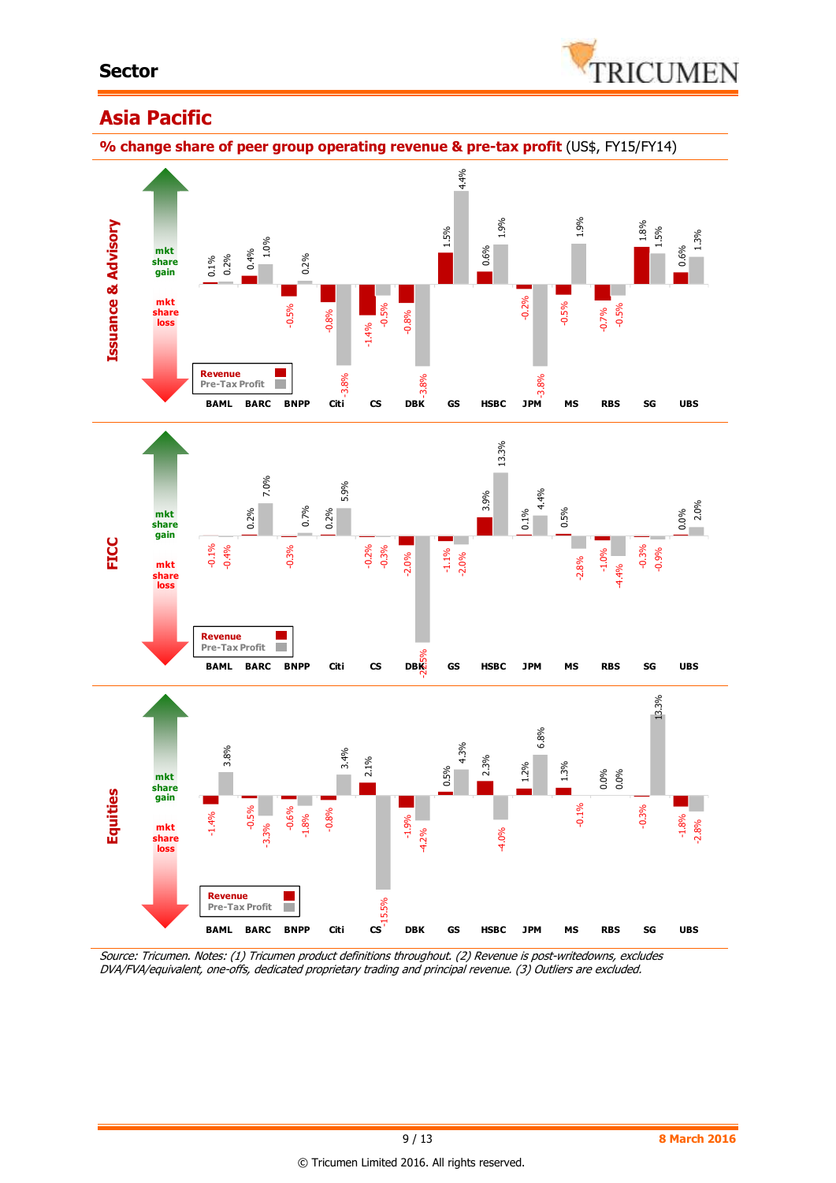## Asia Pacific

**% change share of peer group operating revenue & pre-tax profit** (US$, FY15/FY14)

**Issuance & Advisory**

| | BAML | BARC | BNPP | Citi | CS | DBK | GS | HSBC | JPM | MS | RBS | SG | UBS |
|---|---|---|---|---|---|---|---|---|---|---|---|---|---|
| Revenue | 0.1% | 0.4% | -0.5% | -0.8% | -1.4% | -0.8% | 1.5% | 0.6% | -0.2% | -0.5% | -0.7% | 1.8% | 0.6% |
| Pre-Tax Profit | 0.2% | 1.0% | 0.2% | -3.8% | -0.5% | -3.8% | 4.4% | 1.9% | -3.8% | 1.9% | -0.5% | 1.5% | 1.3% |

**FICC**

| | BAML | BARC | BNPP | Citi | CS | DBK | GS | HSBC | JPM | MS | RBS | SG | UBS |
|---|---|---|---|---|---|---|---|---|---|---|---|---|---|
| Revenue | -0.1% | 0.2% | -0.3% | 0.2% | -0.2% | -2.0% | -1.1% | 3.9% | 0.1% | 0.5% | -1.0% | -0.3% | 0.0% |
| Pre-Tax Profit | -0.4% | 7.0% | 0.7% | 5.9% | -0.3% | -22.5% | -2.0% | 13.3% | 4.4% | -2.8% | -4.4% | -0.9% | 2.0% |

**Equities**

| | BAML | BARC | BNPP | Citi | CS | DBK | GS | HSBC | JPM | MS | RBS | SG | UBS |
|---|---|---|---|---|---|---|---|---|---|---|---|---|---|
| Revenue | -1.4% | -0.5% | -0.6% | -0.8% | 2.1% | -1.9% | 0.5% | 2.3% | 1.2% | 1.3% | 0.0% | -0.3% | -1.8% |
| Pre-Tax Profit | 3.8% | -3.3% | -1.8% | 3.4% | -15.5% | -4.2% | 4.3% | -4.0% | 6.8% | -0.1% | 0.0% | 13.3% | -2.8% |

*Source: Tricumen. Notes: (1) Tricumen product definitions throughout. (2) Revenue is post-writedowns, excludes DVA/FVA/equivalent, one-offs, dedicated proprietary trading and principal revenue. (3) Outliers are excluded.*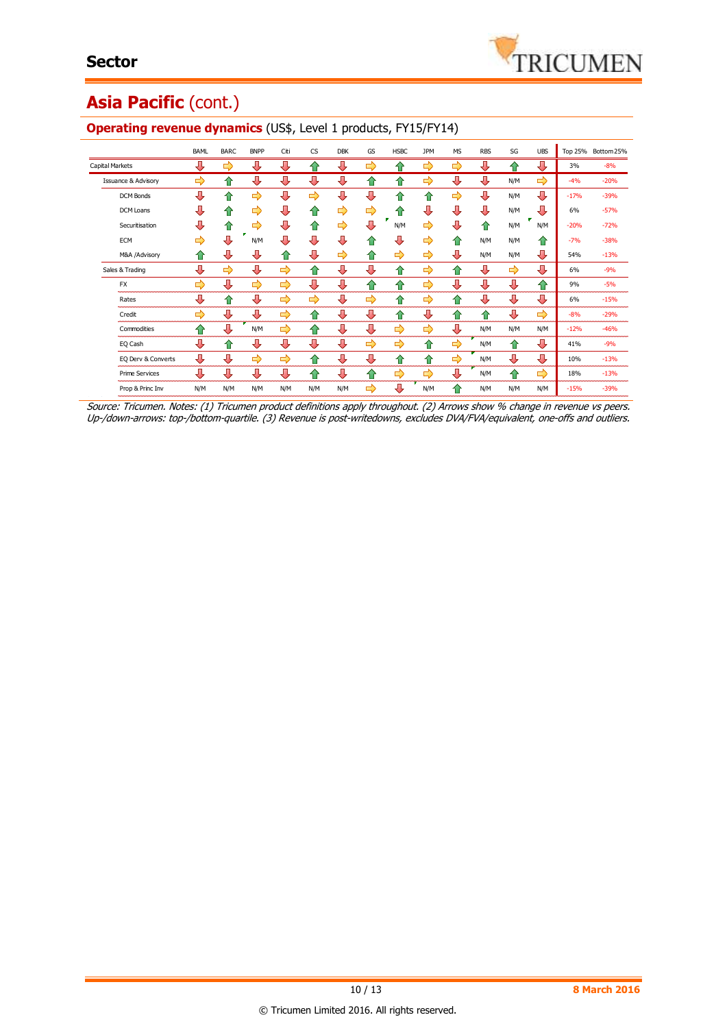## Asia Pacific (cont.)

### Operating revenue dynamics (US$, Level 1 products, FY15/FY14)

| | BAML | BARC | BNPP | Citi | CS | DBK | GS | HSBC | JPM | MS | RBS | SG | UBS | Top 25% | Bottom 25% |
|---|---|---|---|---|---|---|---|---|---|---|---|---|---|---|---|
| Capital Markets | ⇩ | ⇨ | ⇩ | ⇩ | ⇧ | ⇩ | ⇨ | ⇧ | ⇨ | ⇨ | ⇩ | ⇧ | ⇩ | 3% | -8% |
| Issuance & Advisory | ⇨ | ⇧ | ⇩ | ⇩ | ⇩ | ⇩ | ⇧ | ⇧ | ⇨ | ⇩ | ⇩ | N/M | ⇨ | -4% | -20% |
| DCM Bonds | ⇩ | ⇧ | ⇨ | ⇩ | ⇨ | ⇩ | ⇩ | ⇧ | ⇧ | ⇨ | ⇩ | N/M | ⇩ | -17% | -39% |
| DCM Loans | ⇩ | ⇧ | ⇨ | ⇩ | ⇧ | ⇨ | ⇨ | ⇧ | ⇩ | ⇩ | ⇩ | N/M | ⇩ | 6% | -57% |
| Securitisation | ⇩ | ⇧ | ⇨ | ⇩ | ⇧ | ⇨ | ⇩ | N/M | ⇨ | ⇩ | ⇧ | N/M | N/M | -20% | -72% |
| ECM | ⇨ | ⇩ | N/M | ⇩ | ⇩ | ⇩ | ⇧ | ⇩ | ⇨ | ⇧ | N/M | N/M | ⇧ | -7% | -38% |
| M&A /Advisory | ⇧ | ⇩ | ⇩ | ⇧ | ⇩ | ⇨ | ⇧ | ⇨ | ⇨ | ⇩ | N/M | N/M | ⇩ | 54% | -13% |
| Sales & Trading | ⇩ | ⇨ | ⇩ | ⇨ | ⇧ | ⇩ | ⇩ | ⇧ | ⇨ | ⇧ | ⇩ | ⇨ | ⇩ | 6% | -9% |
| FX | ⇨ | ⇩ | ⇨ | ⇨ | ⇩ | ⇩ | ⇧ | ⇧ | ⇨ | ⇩ | ⇩ | ⇩ | ⇧ | 9% | -5% |
| Rates | ⇩ | ⇧ | ⇩ | ⇨ | ⇨ | ⇩ | ⇨ | ⇧ | ⇨ | ⇧ | ⇩ | ⇩ | ⇩ | 6% | -15% |
| Credit | ⇨ | ⇩ | ⇩ | ⇨ | ⇧ | ⇩ | ⇩ | ⇧ | ⇩ | ⇧ | ⇧ | ⇩ | ⇨ | -8% | -29% |
| Commodities | ⇧ | ⇩ | N/M | ⇨ | ⇧ | ⇩ | ⇩ | ⇨ | ⇨ | ⇩ | N/M | N/M | N/M | -12% | -46% |
| EQ Cash | ⇩ | ⇧ | ⇩ | ⇩ | ⇩ | ⇩ | ⇨ | ⇨ | ⇧ | ⇨ | N/M | ⇧ | ⇩ | 41% | -9% |
| EQ Derv & Converts | ⇩ | ⇩ | ⇨ | ⇨ | ⇧ | ⇩ | ⇩ | ⇧ | ⇧ | ⇨ | N/M | ⇩ | ⇩ | 10% | -13% |
| Prime Services | ⇩ | ⇩ | ⇩ | ⇩ | ⇧ | ⇩ | ⇧ | ⇨ | ⇨ | ⇩ | N/M | ⇧ | ⇨ | 18% | -13% |
| Prop & Princ Inv | N/M | N/M | N/M | N/M | N/M | N/M | ⇨ | ⇩ | N/M | ⇧ | N/M | N/M | N/M | -15% | -39% |

*Source: Tricumen. Notes: (1) Tricumen product definitions apply throughout. (2) Arrows show % change in revenue vs peers. Up-/down-arrows: top-/bottom-quartile. (3) Revenue is post-writedowns, excludes DVA/FVA/equivalent, one-offs and outliers.*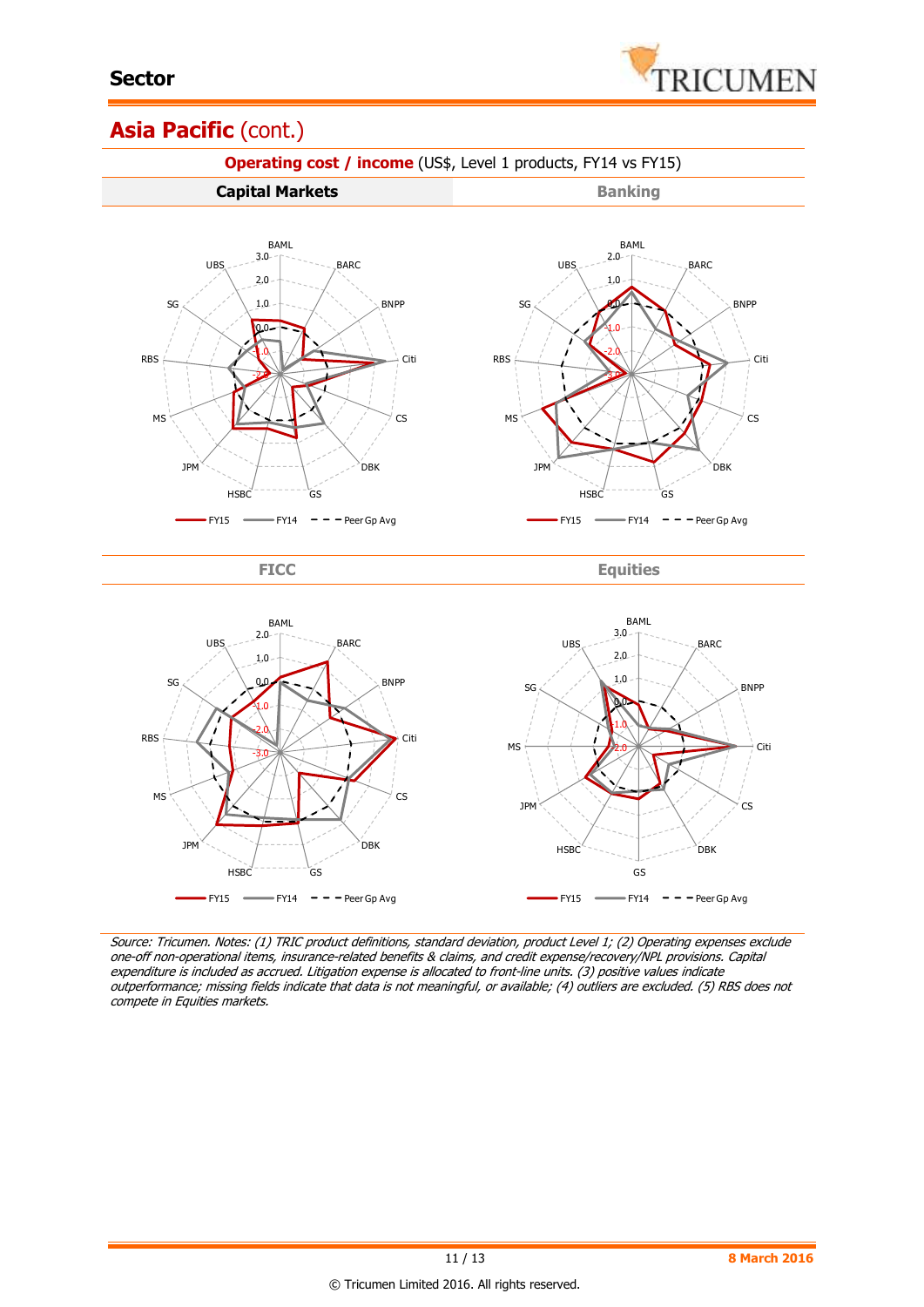## Asia Pacific (cont.)

**Operating cost / income** (US$, Level 1 products, FY14 vs FY15)

| Capital Markets | Banking |
|---|---|

| FICC | Equities |
|---|---|

*Source: Tricumen. Notes: (1) TRIC product definitions, standard deviation, product Level 1; (2) Operating expenses exclude one-off non-operational items, insurance-related benefits & claims, and credit expense/recovery/NPL provisions. Capital expenditure is included as accrued. Litigation expense is allocated to front-line units. (3) positive values indicate outperformance; missing fields indicate that data is not meaningful, or available; (4) outliers are excluded. (5) RBS does not compete in Equities markets.*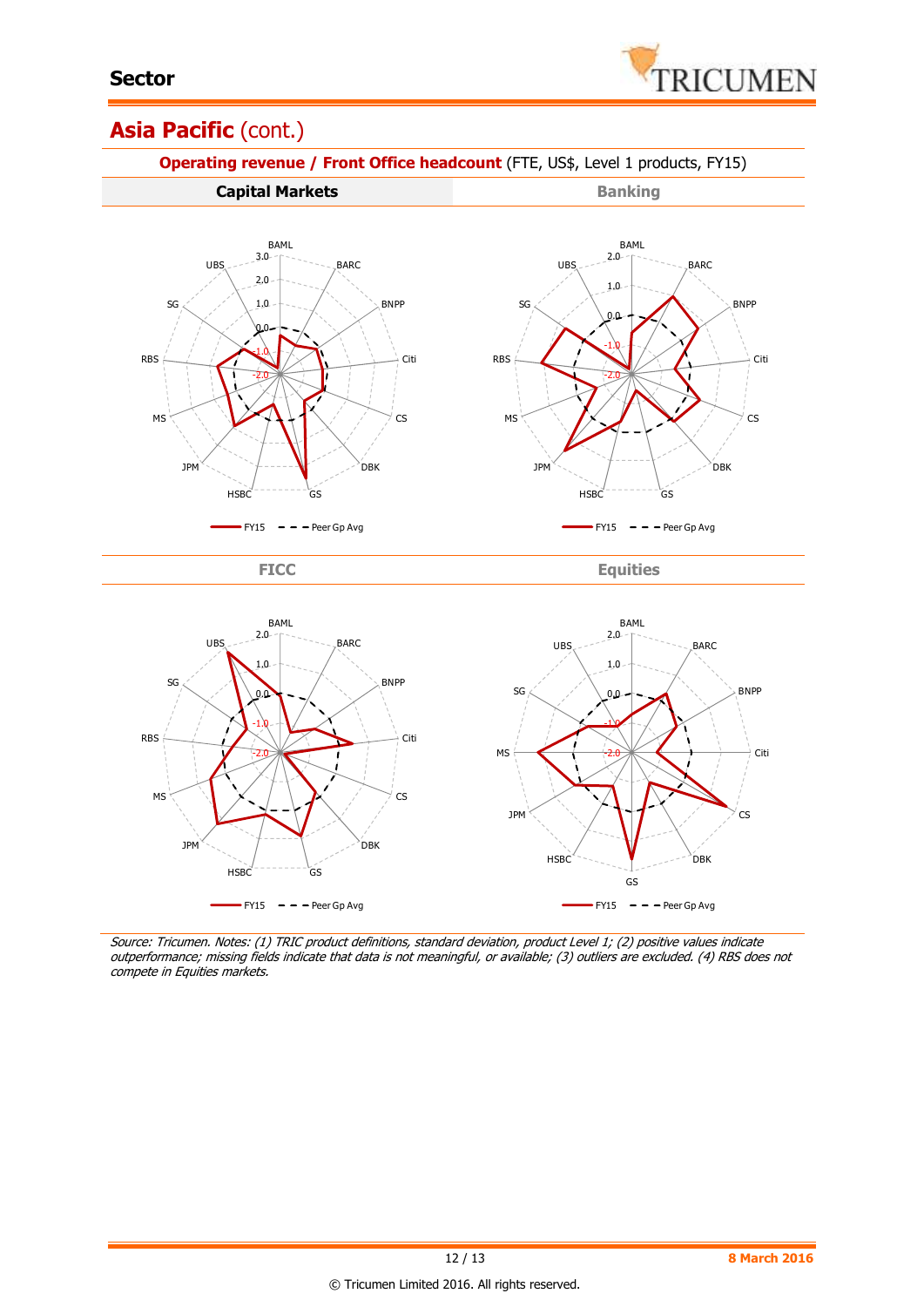## Asia Pacific (cont.)

**Operating revenue / Front Office headcount** (FTE, US$, Level 1 products, FY15)

**Capital Markets**

BAML, BARC, BNPP, Citi, CS, DBK, GS, HSBC, JPM, MS, RBS, SG, UBS

FY15 — Peer Gp Avg

**Banking**

BAML, BARC, BNPP, Citi, CS, DBK, GS, HSBC, JPM, MS, RBS, SG, UBS

FY15 — Peer Gp Avg

**FICC**

BAML, BARC, BNPP, Citi, CS, DBK, GS, HSBC, JPM, MS, RBS, SG, UBS

FY15 — Peer Gp Avg

**Equities**

BAML, BARC, BNPP, Citi, CS, DBK, GS, HSBC, JPM, MS, SG, UBS

FY15 — Peer Gp Avg

*Source: Tricumen. Notes: (1) TRIC product definitions, standard deviation, product Level 1; (2) positive values indicate outperformance; missing fields indicate that data is not meaningful, or available; (3) outliers are excluded. (4) RBS does not compete in Equities markets.*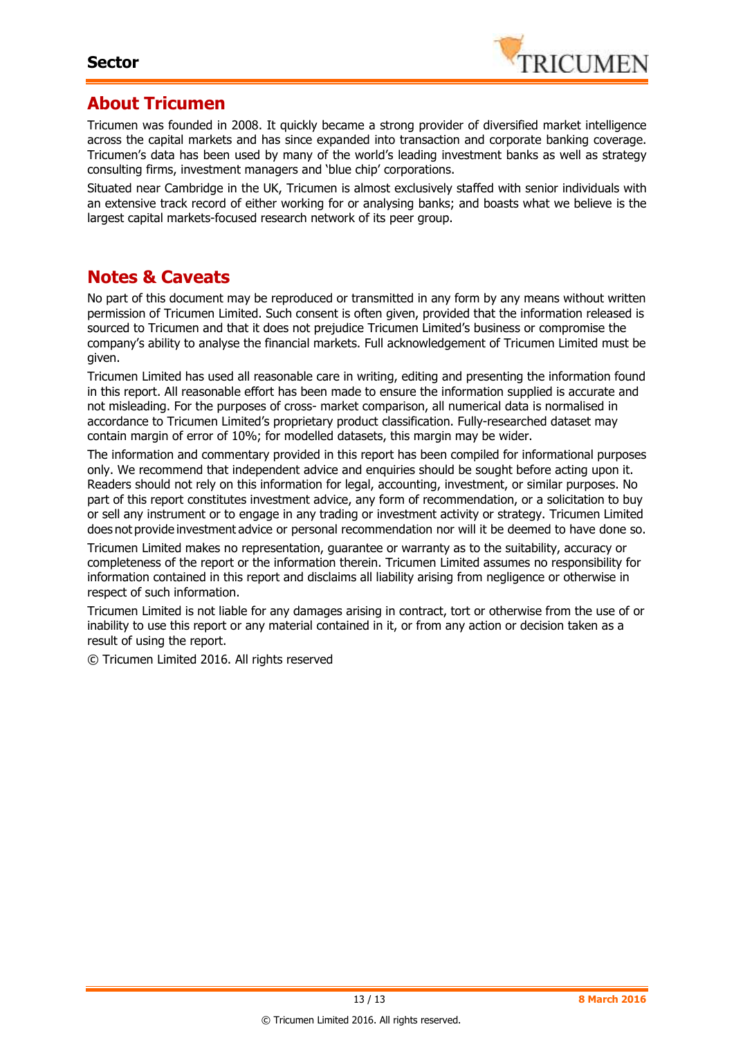## About Tricumen

Tricumen was founded in 2008. It quickly became a strong provider of diversified market intelligence across the capital markets and has since expanded into transaction and corporate banking coverage. Tricumen's data has been used by many of the world's leading investment banks as well as strategy consulting firms, investment managers and 'blue chip' corporations.

Situated near Cambridge in the UK, Tricumen is almost exclusively staffed with senior individuals with an extensive track record of either working for or analysing banks; and boasts what we believe is the largest capital markets-focused research network of its peer group.

## Notes & Caveats

No part of this document may be reproduced or transmitted in any form by any means without written permission of Tricumen Limited. Such consent is often given, provided that the information released is sourced to Tricumen and that it does not prejudice Tricumen Limited's business or compromise the company's ability to analyse the financial markets. Full acknowledgement of Tricumen Limited must be given.

Tricumen Limited has used all reasonable care in writing, editing and presenting the information found in this report. All reasonable effort has been made to ensure the information supplied is accurate and not misleading. For the purposes of cross- market comparison, all numerical data is normalised in accordance to Tricumen Limited's proprietary product classification. Fully-researched dataset may contain margin of error of 10%; for modelled datasets, this margin may be wider.

The information and commentary provided in this report has been compiled for informational purposes only. We recommend that independent advice and enquiries should be sought before acting upon it. Readers should not rely on this information for legal, accounting, investment, or similar purposes. No part of this report constitutes investment advice, any form of recommendation, or a solicitation to buy or sell any instrument or to engage in any trading or investment activity or strategy. Tricumen Limited does not provide investment advice or personal recommendation nor will it be deemed to have done so.

Tricumen Limited makes no representation, guarantee or warranty as to the suitability, accuracy or completeness of the report or the information therein. Tricumen Limited assumes no responsibility for information contained in this report and disclaims all liability arising from negligence or otherwise in respect of such information.

Tricumen Limited is not liable for any damages arising in contract, tort or otherwise from the use of or inability to use this report or any material contained in it, or from any action or decision taken as a result of using the report.

© Tricumen Limited 2016. All rights reserved